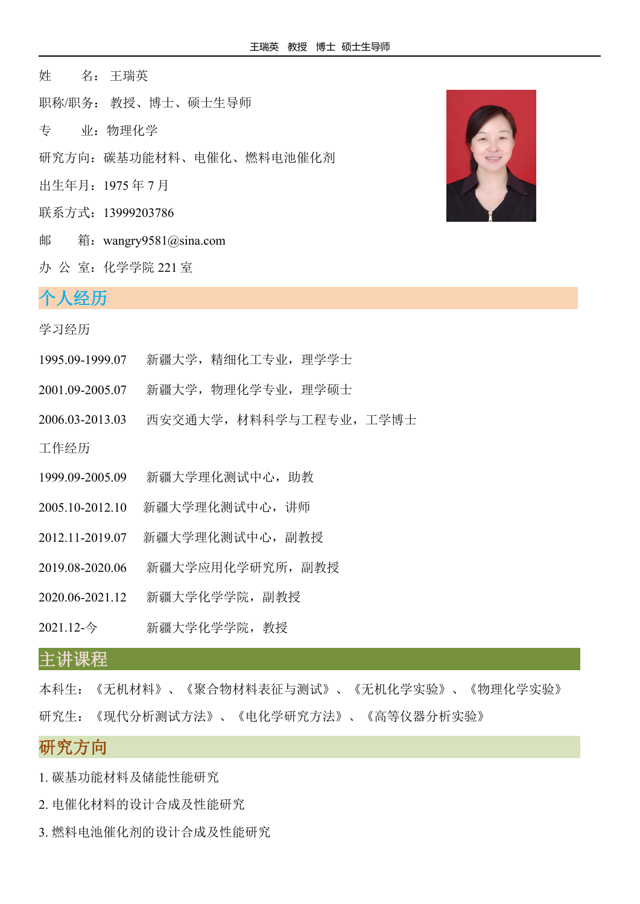姓　　名：王瑞英

职称/职务：教授、博士、硕士生导师

专　　业：物理化学

研究方向：碳基功能材料、电催化、燃料电池催化剂

出生年月：1975 年 7 月

联系方式：13999203786

邮　　箱：wangry9581@sina.com

办 公 室：化学学院 221 室

## 个人经历

学习经历

1995.09-1999.07　新疆大学，精细化工专业，理学学士

2001.09-2005.07　新疆大学，物理化学专业，理学硕士

2006.03-2013.03　西安交通大学，材料科学与工程专业，工学博士

工作经历

1999.09-2005.09　新疆大学理化测试中心，助教

2005.10-2012.10　新疆大学理化测试中心，讲师

2012.11-2019.07　新疆大学理化测试中心，副教授

2019.08-2020.06　新疆大学应用化学研究所，副教授

2020.06-2021.12　新疆大学化学学院，副教授

2021.12-今　新疆大学化学学院，教授

## 主讲课程

本科生：《无机材料》、《聚合物材料表征与测试》、《无机化学实验》、《物理化学实验》

研究生：《现代分析测试方法》、《电化学研究方法》、《高等仪器分析实验》

## 研究方向

1. 碳基功能材料及储能性能研究
2. 电催化材料的设计合成及性能研究
3. 燃料电池催化剂的设计合成及性能研究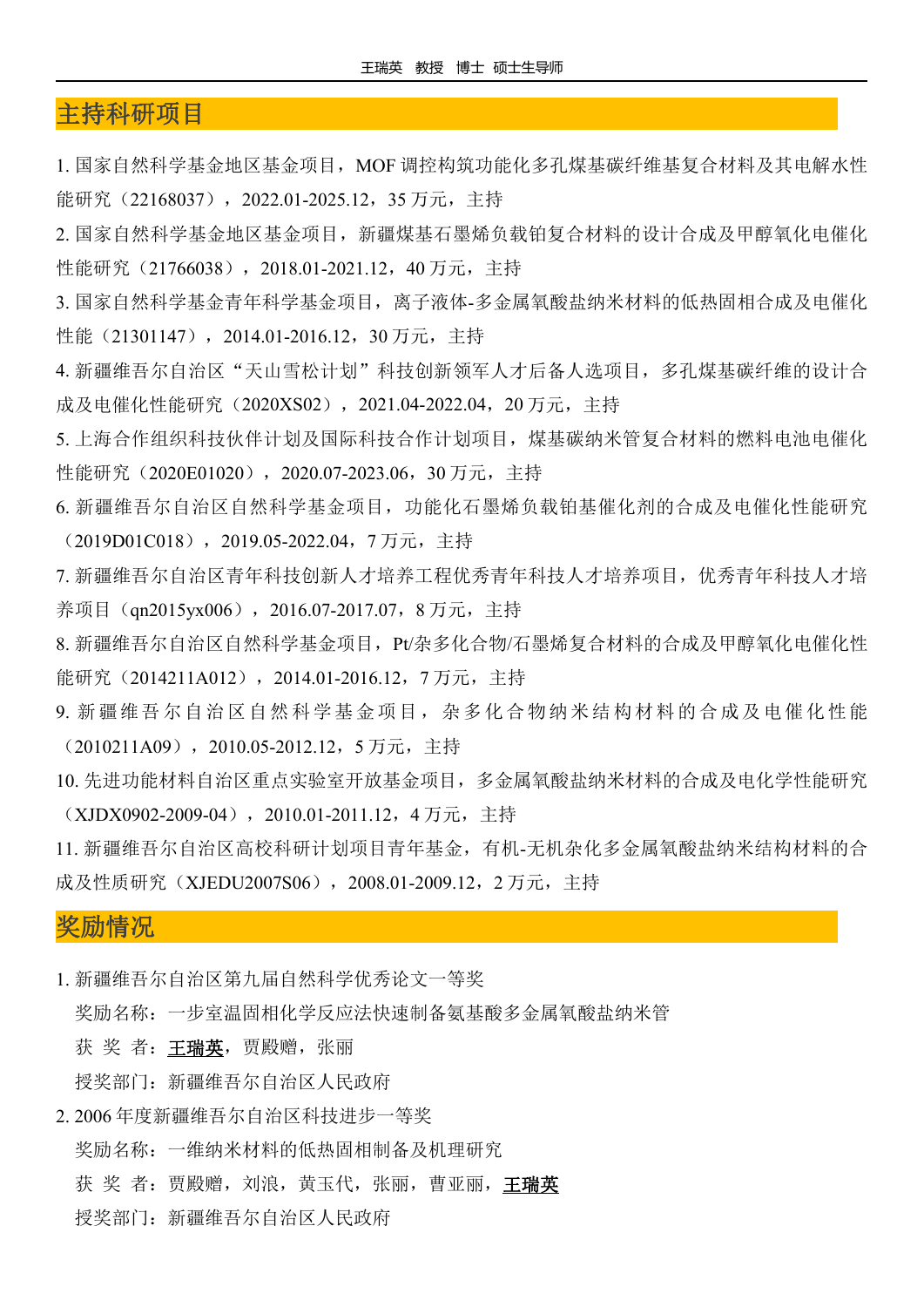## 主持科研项目

1. 国家自然科学基金地区基金项目，MOF 调控构筑功能化多孔煤基碳纤维基复合材料及其电解水性能研究（22168037），2022.01-2025.12，35 万元，主持
2. 国家自然科学基金地区基金项目，新疆煤基石墨烯负载铂复合材料的设计合成及甲醇氧化电催化性能研究（21766038），2018.01-2021.12，40 万元，主持
3. 国家自然科学基金青年科学基金项目，离子液体-多金属氧酸盐纳米材料的低热固相合成及电催化性能（21301147），2014.01-2016.12，30 万元，主持
4. 新疆维吾尔自治区“天山雪松计划”科技创新领军人才后备人选项目，多孔煤基碳纤维的设计合成及电催化性能研究（2020XS02），2021.04-2022.04，20 万元，主持
5. 上海合作组织科技伙伴计划及国际科技合作计划项目，煤基碳纳米管复合材料的燃料电池电催化性能研究（2020E01020），2020.07-2023.06，30 万元，主持
6. 新疆维吾尔自治区自然科学基金项目，功能化石墨烯负载铂基催化剂的合成及电催化性能研究（2019D01C018），2019.05-2022.04，7 万元，主持
7. 新疆维吾尔自治区青年科技创新人才培养工程优秀青年科技人才培养项目，优秀青年科技人才培养项目（qn2015yx006），2016.07-2017.07，8 万元，主持
8. 新疆维吾尔自治区自然科学基金项目，Pt/杂多化合物/石墨烯复合材料的合成及甲醇氧化电催化性能研究（2014211A012），2014.01-2016.12，7 万元，主持
9. 新疆维吾尔自治区自然科学基金项目，杂多化合物纳米结构材料的合成及电催化性能（2010211A09），2010.05-2012.12，5 万元，主持
10. 先进功能材料自治区重点实验室开放基金项目，多金属氧酸盐纳米材料的合成及电化学性能研究（XJDX0902-2009-04），2010.01-2011.12，4 万元，主持
11. 新疆维吾尔自治区高校科研计划项目青年基金，有机-无机杂化多金属氧酸盐纳米结构材料的合成及性质研究（XJEDU2007S06），2008.01-2009.12，2 万元，主持

## 奖励情况

1. 新疆维吾尔自治区第九届自然科学优秀论文一等奖

   奖励名称：一步室温固相化学反应法快速制备氨基酸多金属氧酸盐纳米管

   获 奖 者：**王瑞英**，贾殿赠，张丽

   授奖部门：新疆维吾尔自治区人民政府

2. 2006 年度新疆维吾尔自治区科技进步一等奖

   奖励名称：一维纳米材料的低热固相制备及机理研究

   获 奖 者：贾殿赠，刘浪，黄玉代，张丽，曹亚丽，**王瑞英**

   授奖部门：新疆维吾尔自治区人民政府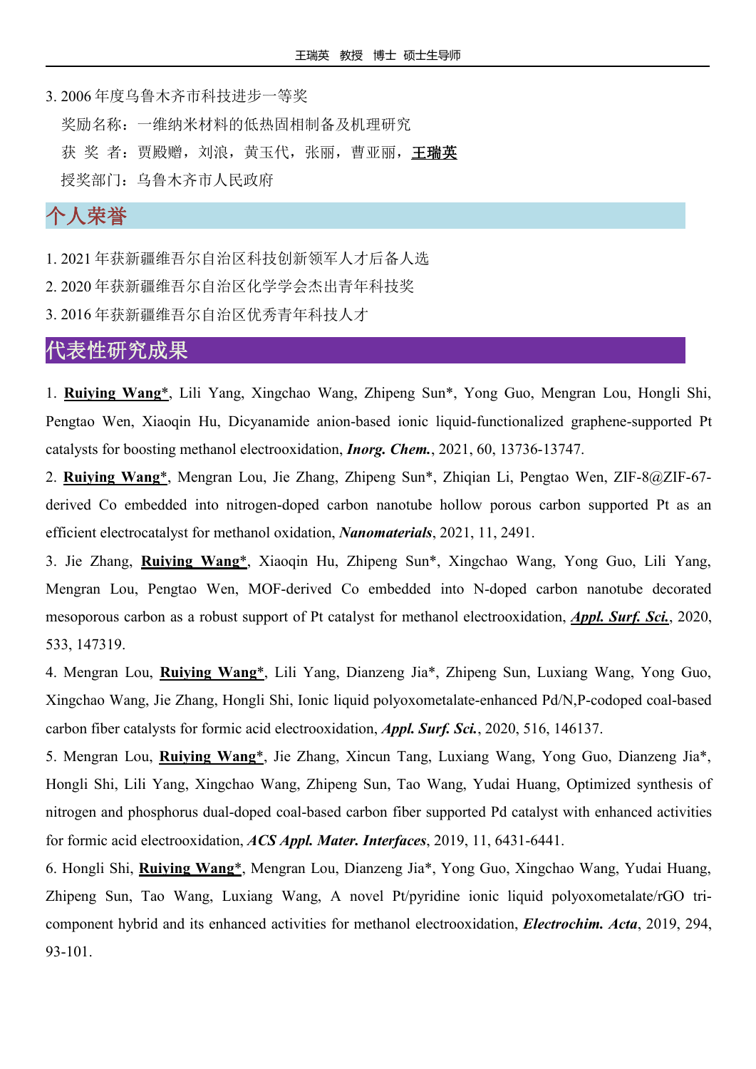3. 2006 年度乌鲁木齐市科技进步一等奖

奖励名称：一维纳米材料的低热固相制备及机理研究

获 奖 者：贾殿赠，刘浪，黄玉代，张丽，曹亚丽，**王瑞英**

授奖部门：乌鲁木齐市人民政府

## 个人荣誉

1. 2021 年获新疆维吾尔自治区科技创新领军人才后备人选
2. 2020 年获新疆维吾尔自治区化学学会杰出青年科技奖
3. 2016 年获新疆维吾尔自治区优秀青年科技人才

## 代表性研究成果

1. **Ruiying Wang***, Lili Yang, Xingchao Wang, Zhipeng Sun*, Yong Guo, Mengran Lou, Hongli Shi, Pengtao Wen, Xiaoqin Hu, Dicyanamide anion-based ionic liquid-functionalized graphene-supported Pt catalysts for boosting methanol electrooxidation, ***Inorg. Chem.***, 2021, 60, 13736-13747.

2. **Ruiying Wang***, Mengran Lou, Jie Zhang, Zhipeng Sun*, Zhiqian Li, Pengtao Wen, ZIF-8@ZIF-67-derived Co embedded into nitrogen-doped carbon nanotube hollow porous carbon supported Pt as an efficient electrocatalyst for methanol oxidation, ***Nanomaterials***, 2021, 11, 2491.

3. Jie Zhang, **Ruiying Wang***, Xiaoqin Hu, Zhipeng Sun*, Xingchao Wang, Yong Guo, Lili Yang, Mengran Lou, Pengtao Wen, MOF-derived Co embedded into N-doped carbon nanotube decorated mesoporous carbon as a robust support of Pt catalyst for methanol electrooxidation, ***Appl. Surf. Sci.***, 2020, 533, 147319.

4. Mengran Lou, **Ruiying Wang***, Lili Yang, Dianzeng Jia*, Zhipeng Sun, Luxiang Wang, Yong Guo, Xingchao Wang, Jie Zhang, Hongli Shi, Ionic liquid polyoxometalate-enhanced Pd/N,P-codoped coal-based carbon fiber catalysts for formic acid electrooxidation, ***Appl. Surf. Sci.***, 2020, 516, 146137.

5. Mengran Lou, **Ruiying Wang***, Jie Zhang, Xincun Tang, Luxiang Wang, Yong Guo, Dianzeng Jia*, Hongli Shi, Lili Yang, Xingchao Wang, Zhipeng Sun, Tao Wang, Yudai Huang, Optimized synthesis of nitrogen and phosphorus dual-doped coal-based carbon fiber supported Pd catalyst with enhanced activities for formic acid electrooxidation, ***ACS Appl. Mater. Interfaces***, 2019, 11, 6431-6441.

6. Hongli Shi, **Ruiying Wang***, Mengran Lou, Dianzeng Jia*, Yong Guo, Xingchao Wang, Yudai Huang, Zhipeng Sun, Tao Wang, Luxiang Wang, A novel Pt/pyridine ionic liquid polyoxometalate/rGO tri-component hybrid and its enhanced activities for methanol electrooxidation, ***Electrochim. Acta***, 2019, 294, 93-101.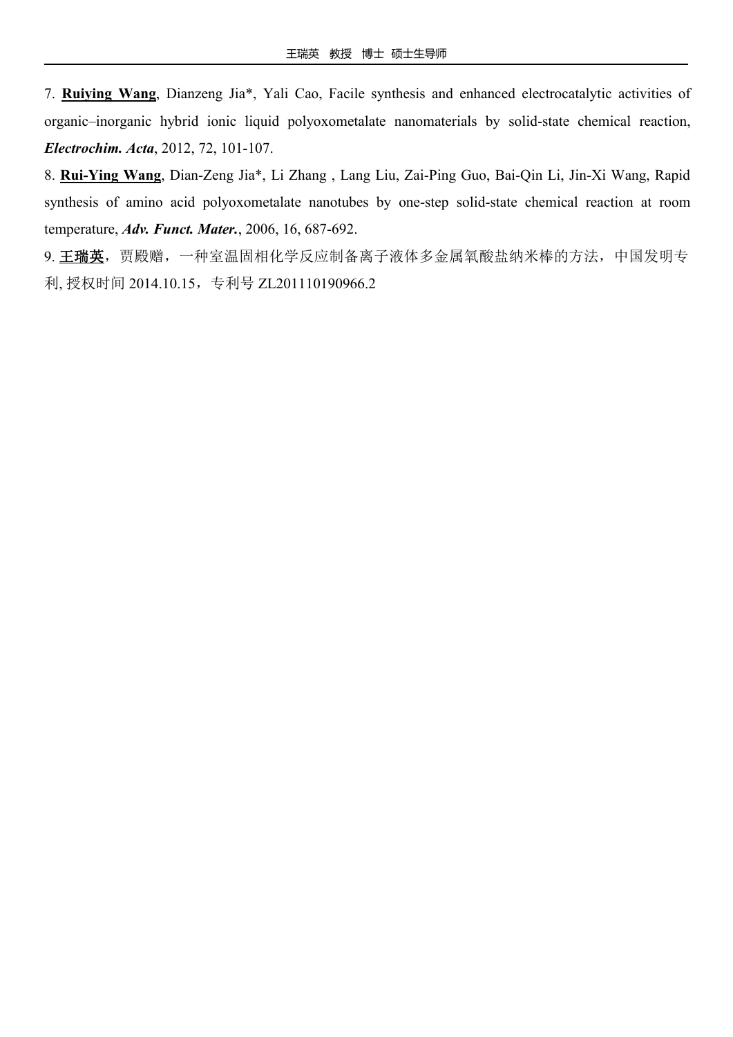7. **Ruiying Wang**, Dianzeng Jia*, Yali Cao, Facile synthesis and enhanced electrocatalytic activities of organic–inorganic hybrid ionic liquid polyoxometalate nanomaterials by solid-state chemical reaction, ***Electrochim. Acta***, 2012, 72, 101-107.

8. **Rui-Ying Wang**, Dian-Zeng Jia*, Li Zhang , Lang Liu, Zai-Ping Guo, Bai-Qin Li, Jin-Xi Wang, Rapid synthesis of amino acid polyoxometalate nanotubes by one-step solid-state chemical reaction at room temperature, ***Adv. Funct. Mater.***, 2006, 16, 687-692.

9. **王瑞英**，贾殿赠，一种室温固相化学反应制备离子液体多金属氧酸盐纳米棒的方法，中国发明专利, 授权时间 2014.10.15，专利号 ZL201110190966.2